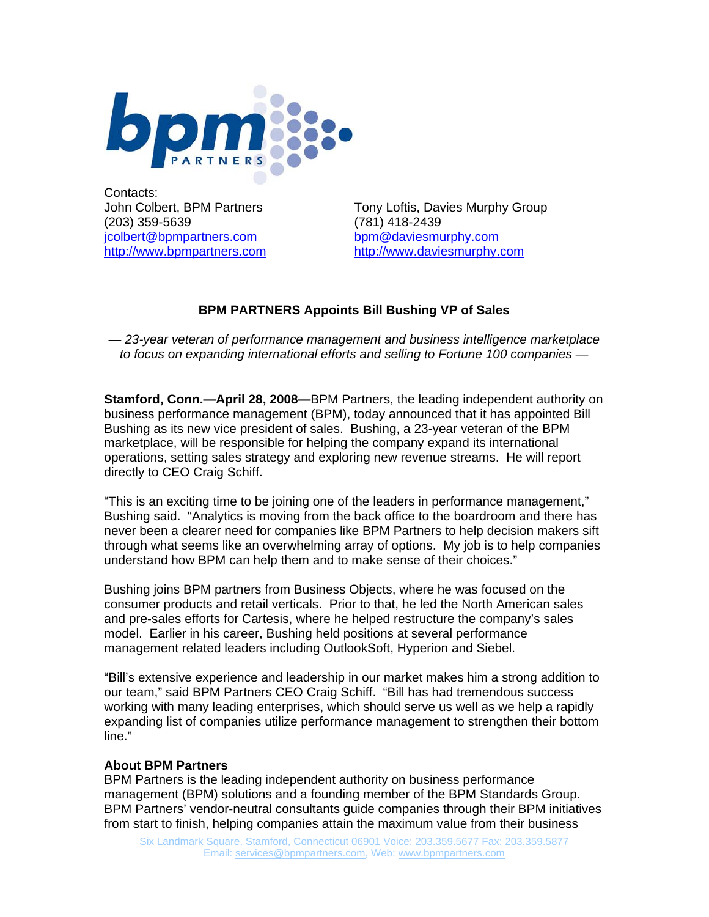Contacts:

John Colbert, BPM Partners
(203) 359-5639
jcolbert@bpmpartners.com
http://www.bpmpartners.com

Tony Loftis, Davies Murphy Group
(781) 418-2439
bpm@daviesmurphy.com
http://www.daviesmurphy.com

## BPM PARTNERS Appoints Bill Bushing VP of Sales

*— 23-year veteran of performance management and business intelligence marketplace to focus on expanding international efforts and selling to Fortune 100 companies —*

**Stamford, Conn.—April 28, 2008—**BPM Partners, the leading independent authority on business performance management (BPM), today announced that it has appointed Bill Bushing as its new vice president of sales. Bushing, a 23-year veteran of the BPM marketplace, will be responsible for helping the company expand its international operations, setting sales strategy and exploring new revenue streams. He will report directly to CEO Craig Schiff.

"This is an exciting time to be joining one of the leaders in performance management," Bushing said. "Analytics is moving from the back office to the boardroom and there has never been a clearer need for companies like BPM Partners to help decision makers sift through what seems like an overwhelming array of options. My job is to help companies understand how BPM can help them and to make sense of their choices."

Bushing joins BPM partners from Business Objects, where he was focused on the consumer products and retail verticals. Prior to that, he led the North American sales and pre-sales efforts for Cartesis, where he helped restructure the company's sales model. Earlier in his career, Bushing held positions at several performance management related leaders including OutlookSoft, Hyperion and Siebel.

"Bill's extensive experience and leadership in our market makes him a strong addition to our team," said BPM Partners CEO Craig Schiff. "Bill has had tremendous success working with many leading enterprises, which should serve us well as we help a rapidly expanding list of companies utilize performance management to strengthen their bottom line."

**About BPM Partners**

BPM Partners is the leading independent authority on business performance management (BPM) solutions and a founding member of the BPM Standards Group. BPM Partners' vendor-neutral consultants guide companies through their BPM initiatives from start to finish, helping companies attain the maximum value from their business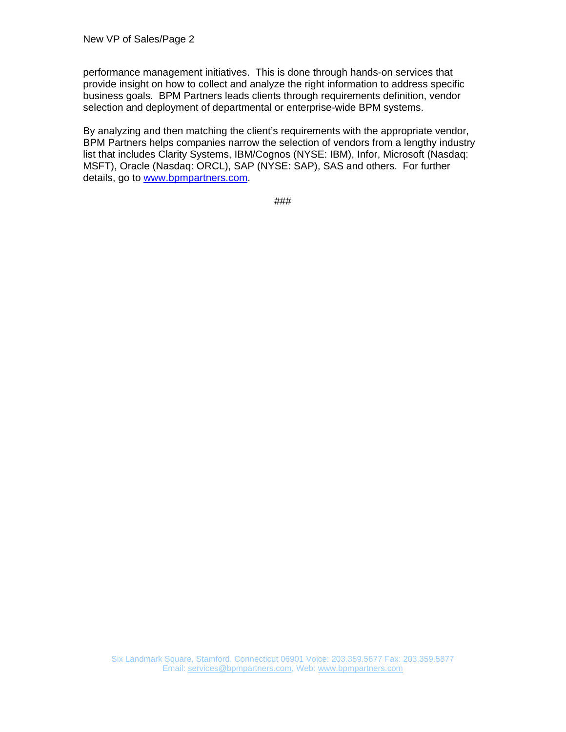performance management initiatives. This is done through hands-on services that provide insight on how to collect and analyze the right information to address specific business goals. BPM Partners leads clients through requirements definition, vendor selection and deployment of departmental or enterprise-wide BPM systems.

By analyzing and then matching the client's requirements with the appropriate vendor, BPM Partners helps companies narrow the selection of vendors from a lengthy industry list that includes Clarity Systems, IBM/Cognos (NYSE: IBM), Infor, Microsoft (Nasdaq: MSFT), Oracle (Nasdaq: ORCL), SAP (NYSE: SAP), SAS and others. For further details, go to www.bpmpartners.com.

###

Six Landmark Square, Stamford, Connecticut 06901 Voice: 203.359.5677 Fax: 203.359.5877
Email: services@bpmpartners.com, Web: www.bpmpartners.com